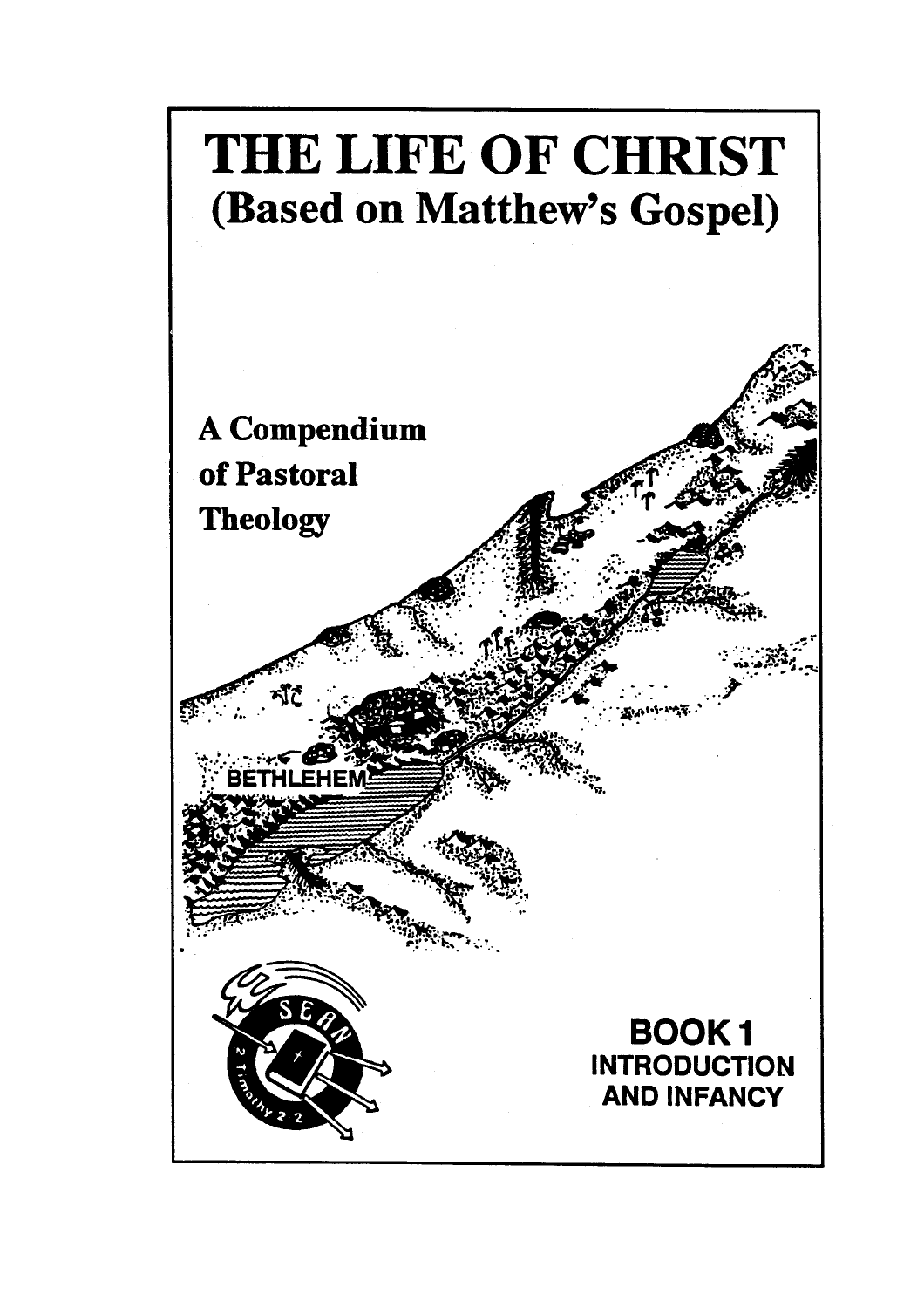# THE LIFE OF CHRIST
## (Based on Matthew's Gospel)

A Compendium of Pastoral Theology

BETHLEHEM

SEAN

2 Timothy 2 2

**BOOK 1**
**INTRODUCTION AND INFANCY**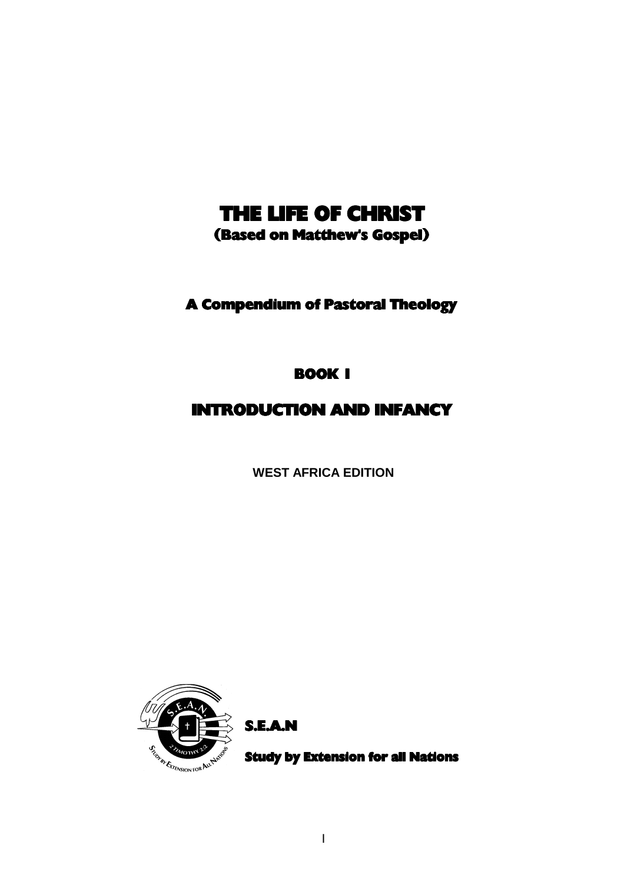# THE LIFE OF CHRIST
## (Based on Matthew's Gospel)

## A Compendium of Pastoral Theology

### BOOK 1

## INTRODUCTION AND INFANCY

**WEST AFRICA EDITION**

**S.E.A.N**

**Study by Extension for all Nations**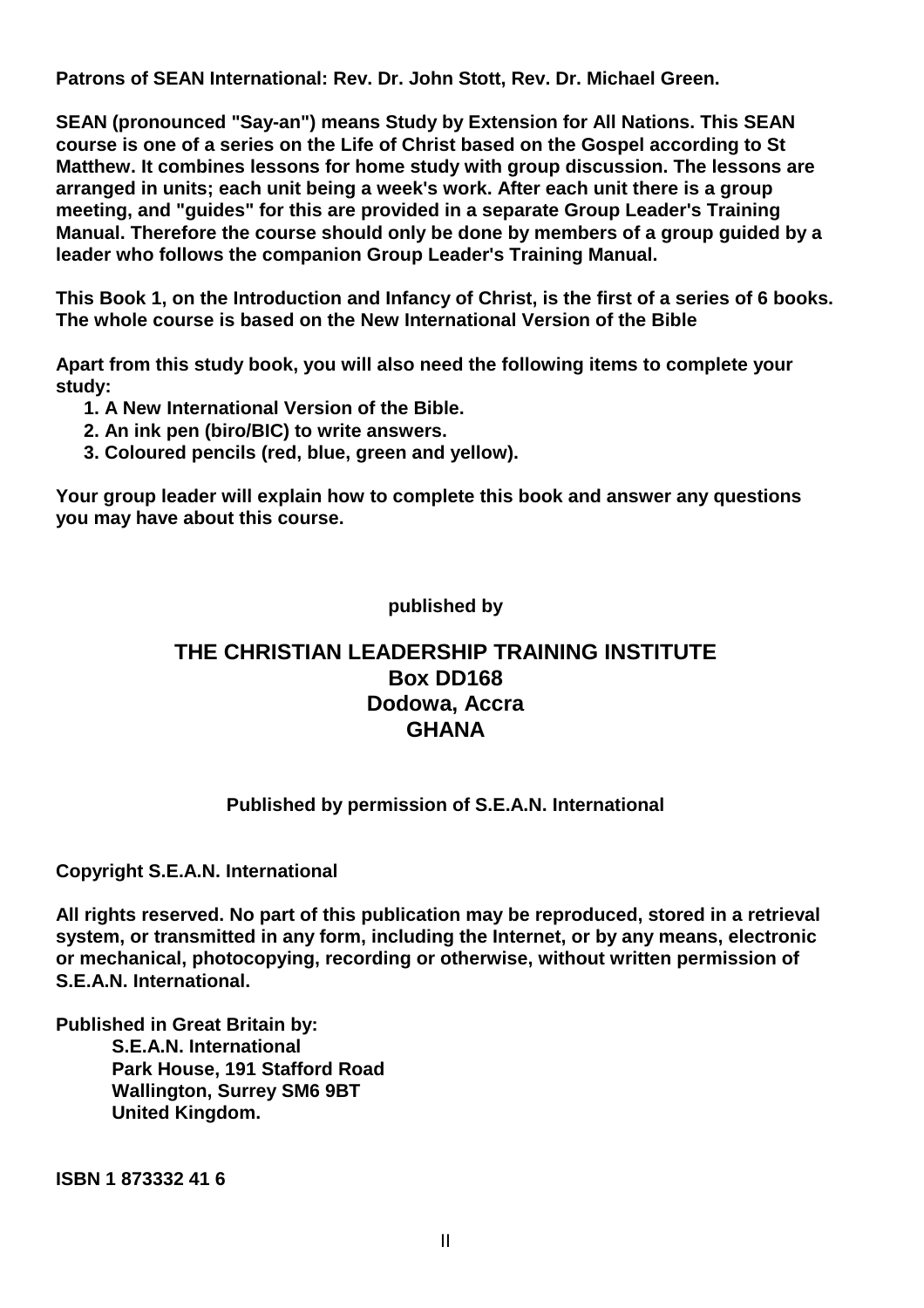**Patrons of SEAN International: Rev. Dr. John Stott, Rev. Dr. Michael Green.**

**SEAN (pronounced "Say-an") means Study by Extension for All Nations. This SEAN course is one of a series on the Life of Christ based on the Gospel according to St Matthew. It combines lessons for home study with group discussion. The lessons are arranged in units; each unit being a week's work. After each unit there is a group meeting, and "guides" for this are provided in a separate Group Leader's Training Manual. Therefore the course should only be done by members of a group guided by a leader who follows the companion Group Leader's Training Manual.**

**This Book 1, on the Introduction and Infancy of Christ, is the first of a series of 6 books. The whole course is based on the New International Version of the Bible**

**Apart from this study book, you will also need the following items to complete your study:**

1. **A New International Version of the Bible.**
2. **An ink pen (biro/BIC) to write answers.**
3. **Coloured pencils (red, blue, green and yellow).**

**Your group leader will explain how to complete this book and answer any questions you may have about this course.**

**published by**

**THE CHRISTIAN LEADERSHIP TRAINING INSTITUTE**
**Box DD168**
**Dodowa, Accra**
**GHANA**

**Published by permission of S.E.A.N. International**

**Copyright S.E.A.N. International**

**All rights reserved. No part of this publication may be reproduced, stored in a retrieval system, or transmitted in any form, including the Internet, or by any means, electronic or mechanical, photocopying, recording or otherwise, without written permission of S.E.A.N. International.**

**Published in Great Britain by:**
**S.E.A.N. International**
**Park House, 191 Stafford Road**
**Wallington, Surrey SM6 9BT**
**United Kingdom.**

**ISBN 1 873332 41 6**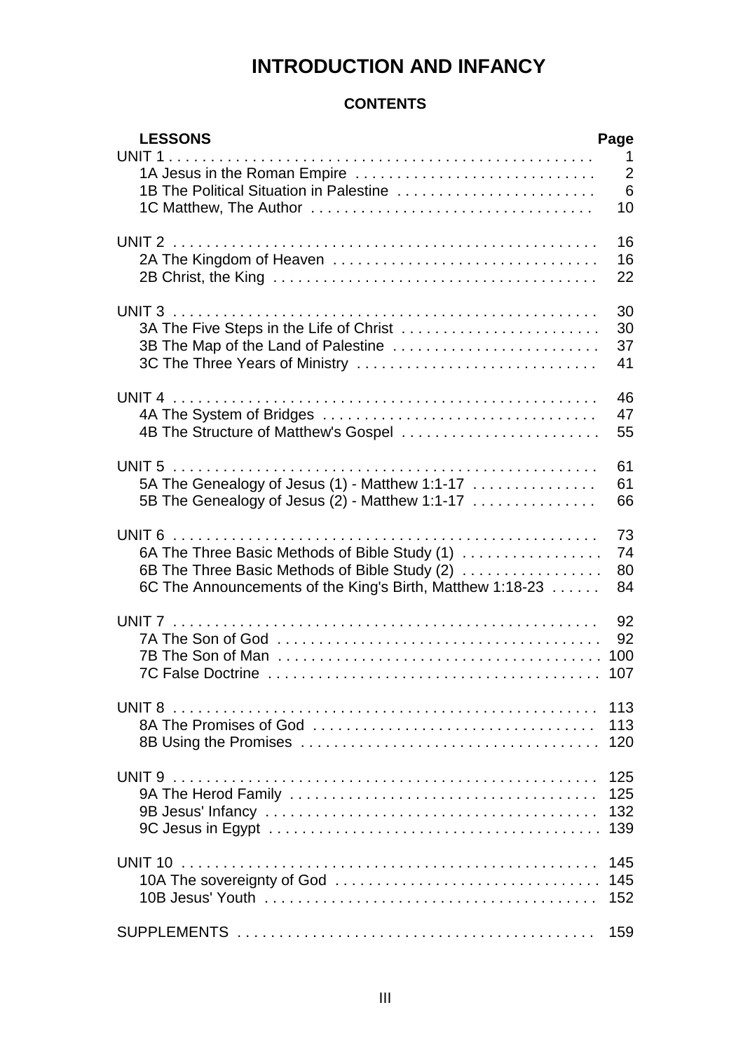# INTRODUCTION AND INFANCY

## CONTENTS

| LESSONS | Page |
|---|---|
| UNIT 1 | 1 |
| 1A Jesus in the Roman Empire | 2 |
| 1B The Political Situation in Palestine | 6 |
| 1C Matthew, The Author | 10 |
| UNIT 2 | 16 |
| 2A The Kingdom of Heaven | 16 |
| 2B Christ, the King | 22 |
| UNIT 3 | 30 |
| 3A The Five Steps in the Life of Christ | 30 |
| 3B The Map of the Land of Palestine | 37 |
| 3C The Three Years of Ministry | 41 |
| UNIT 4 | 46 |
| 4A The System of Bridges | 47 |
| 4B The Structure of Matthew's Gospel | 55 |
| UNIT 5 | 61 |
| 5A The Genealogy of Jesus (1) - Matthew 1:1-17 | 61 |
| 5B The Genealogy of Jesus (2) - Matthew 1:1-17 | 66 |
| UNIT 6 | 73 |
| 6A The Three Basic Methods of Bible Study (1) | 74 |
| 6B The Three Basic Methods of Bible Study (2) | 80 |
| 6C The Announcements of the King's Birth, Matthew 1:18-23 | 84 |
| UNIT 7 | 92 |
| 7A The Son of God | 92 |
| 7B The Son of Man | 100 |
| 7C False Doctrine | 107 |
| UNIT 8 | 113 |
| 8A The Promises of God | 113 |
| 8B Using the Promises | 120 |
| UNIT 9 | 125 |
| 9A The Herod Family | 125 |
| 9B Jesus' Infancy | 132 |
| 9C Jesus in Egypt | 139 |
| UNIT 10 | 145 |
| 10A The sovereignty of God | 145 |
| 10B Jesus' Youth | 152 |
| SUPPLEMENTS | 159 |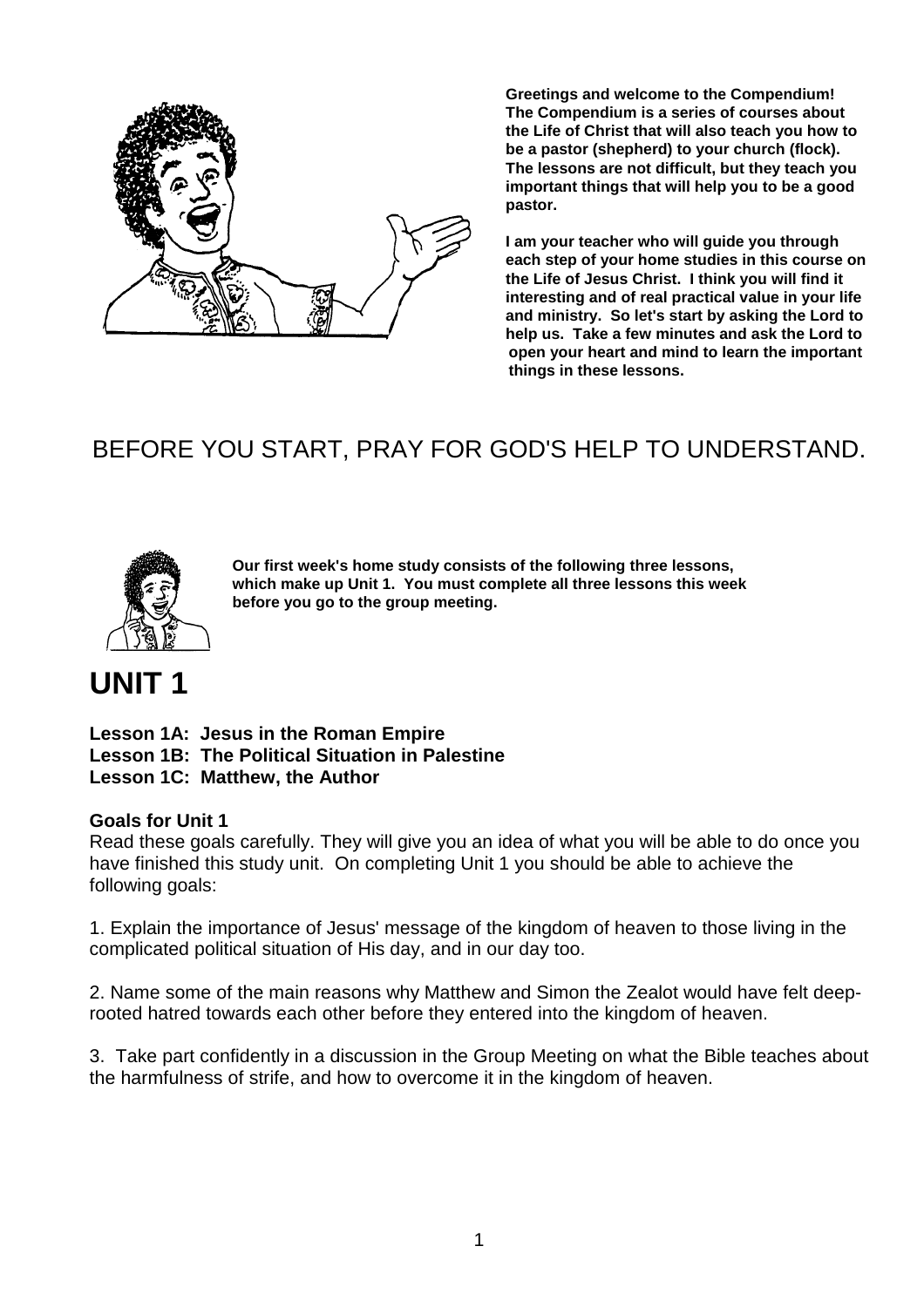**Greetings and welcome to the Compendium! The Compendium is a series of courses about the Life of Christ that will also teach you how to be a pastor (shepherd) to your church (flock). The lessons are not difficult, but they teach you important things that will help you to be a good pastor.**

**I am your teacher who will guide you through each step of your home studies in this course on the Life of Jesus Christ. I think you will find it interesting and of real practical value in your life and ministry. So let's start by asking the Lord to help us. Take a few minutes and ask the Lord to open your heart and mind to learn the important things in these lessons.**

BEFORE YOU START, PRAY FOR GOD'S HELP TO UNDERSTAND.

**Our first week's home study consists of the following three lessons, which make up Unit 1. You must complete all three lessons this week before you go to the group meeting.**

# UNIT 1

**Lesson 1A: Jesus in the Roman Empire**
**Lesson 1B: The Political Situation in Palestine**
**Lesson 1C: Matthew, the Author**

**Goals for Unit 1**

Read these goals carefully. They will give you an idea of what you will be able to do once you have finished this study unit. On completing Unit 1 you should be able to achieve the following goals:

1. Explain the importance of Jesus' message of the kingdom of heaven to those living in the complicated political situation of His day, and in our day too.

2. Name some of the main reasons why Matthew and Simon the Zealot would have felt deep-rooted hatred towards each other before they entered into the kingdom of heaven.

3. Take part confidently in a discussion in the Group Meeting on what the Bible teaches about the harmfulness of strife, and how to overcome it in the kingdom of heaven.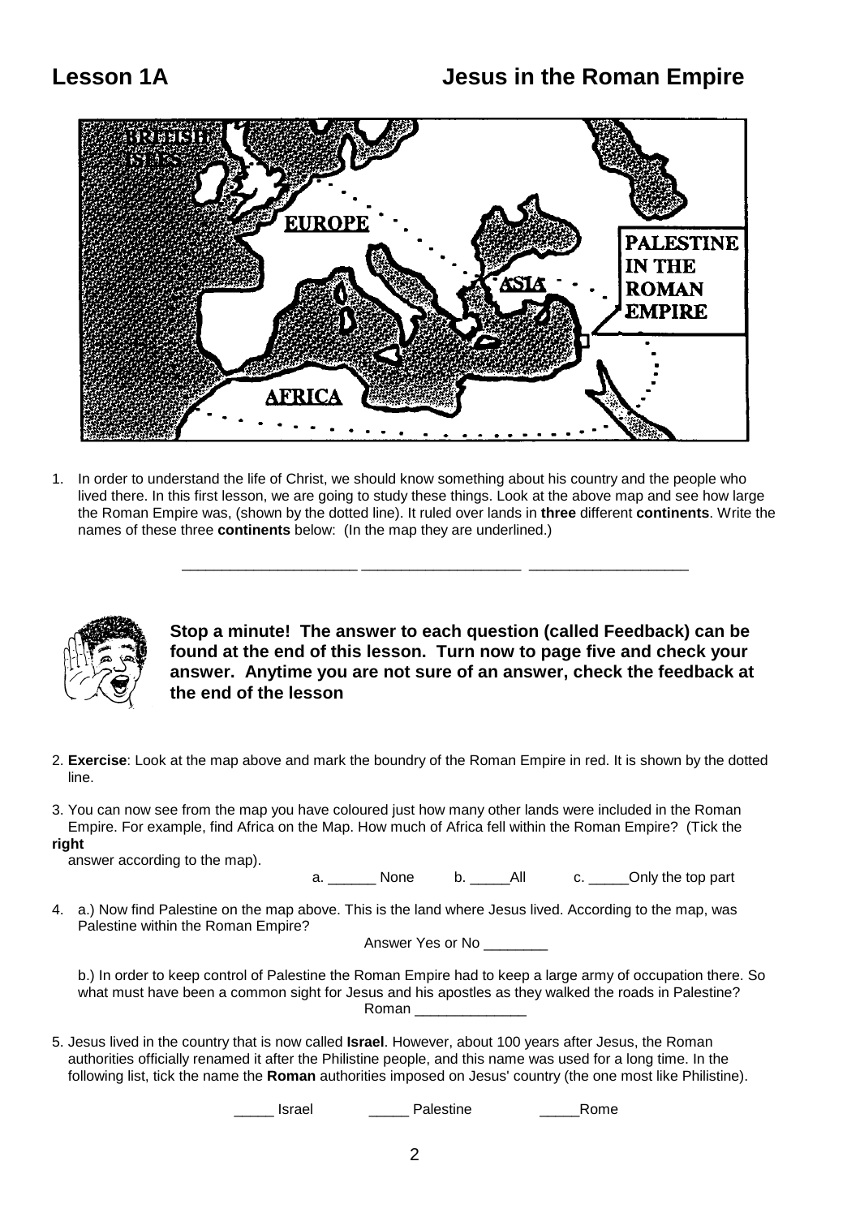# Lesson 1A Jesus in the Roman Empire

BRITISH ISLES

EUROPE

ASIA

PALESTINE IN THE ROMAN EMPIRE

AFRICA

1. In order to understand the life of Christ, we should know something about his country and the people who lived there. In this first lesson, we are going to study these things. Look at the above map and see how large the Roman Empire was, (shown by the dotted line). It ruled over lands in **three** different **continents**. Write the names of these three **continents** below: (In the map they are underlined.)

_____________________ ___________________ ___________________

**Stop a minute! The answer to each question (called Feedback) can be found at the end of this lesson. Turn now to page five and check your answer. Anytime you are not sure of an answer, check the feedback at the end of the lesson**

2. **Exercise**: Look at the map above and mark the boundry of the Roman Empire in red. It is shown by the dotted line.

3. You can now see from the map you have coloured just how many other lands were included in the Roman Empire. For example, find Africa on the Map. How much of Africa fell within the Roman Empire? (Tick the **right** answer according to the map).

   a. ______ None b. _____All c. _____Only the top part

4. a.) Now find Palestine on the map above. This is the land where Jesus lived. According to the map, was Palestine within the Roman Empire?

   Answer Yes or No ________

   b.) In order to keep control of Palestine the Roman Empire had to keep a large army of occupation there. So what must have been a common sight for Jesus and his apostles as they walked the roads in Palestine?

   Roman ______________

5. Jesus lived in the country that is now called **Israel**. However, about 100 years after Jesus, the Roman authorities officially renamed it after the Philistine people, and this name was used for a long time. In the following list, tick the name the **Roman** authorities imposed on Jesus' country (the one most like Philistine).

   _____ Israel _____ Palestine _____Rome